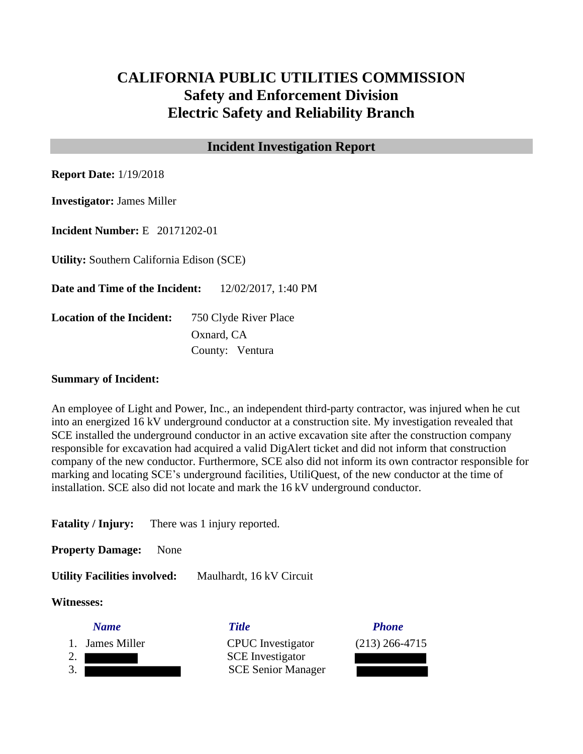# CALIFORNIA PUBLIC UTILITIES COMMISSION
## Safety and Enforcement Division
## Electric Safety and Reliability Branch

### Incident Investigation Report

**Report Date:** 1/19/2018

**Investigator:** James Miller

**Incident Number:** E 20171202-01

**Utility:** Southern California Edison (SCE)

**Date and Time of the Incident:** 12/02/2017, 1:40 PM

**Location of the Incident:** 750 Clyde River Place
Oxnard, CA
County: Ventura

**Summary of Incident:**

An employee of Light and Power, Inc., an independent third-party contractor, was injured when he cut into an energized 16 kV underground conductor at a construction site. My investigation revealed that SCE installed the underground conductor in an active excavation site after the construction company responsible for excavation had acquired a valid DigAlert ticket and did not inform that construction company of the new conductor. Furthermore, SCE also did not inform its own contractor responsible for marking and locating SCE's underground facilities, UtiliQuest, of the new conductor at the time of installation. SCE also did not locate and mark the 16 kV underground conductor.

**Fatality / Injury:** There was 1 injury reported.

**Property Damage:** None

**Utility Facilities involved:** Maulhardt, 16 kV Circuit

**Witnesses:**

| | *Name* | *Title* | *Phone* |
|---|---|---|---|
| 1. | James Miller | CPUC Investigator | (213) 266-4715 |
| 2. | [REDACTED] | SCE Investigator | [REDACTED] |
| 3. | [REDACTED] | SCE Senior Manager | [REDACTED] |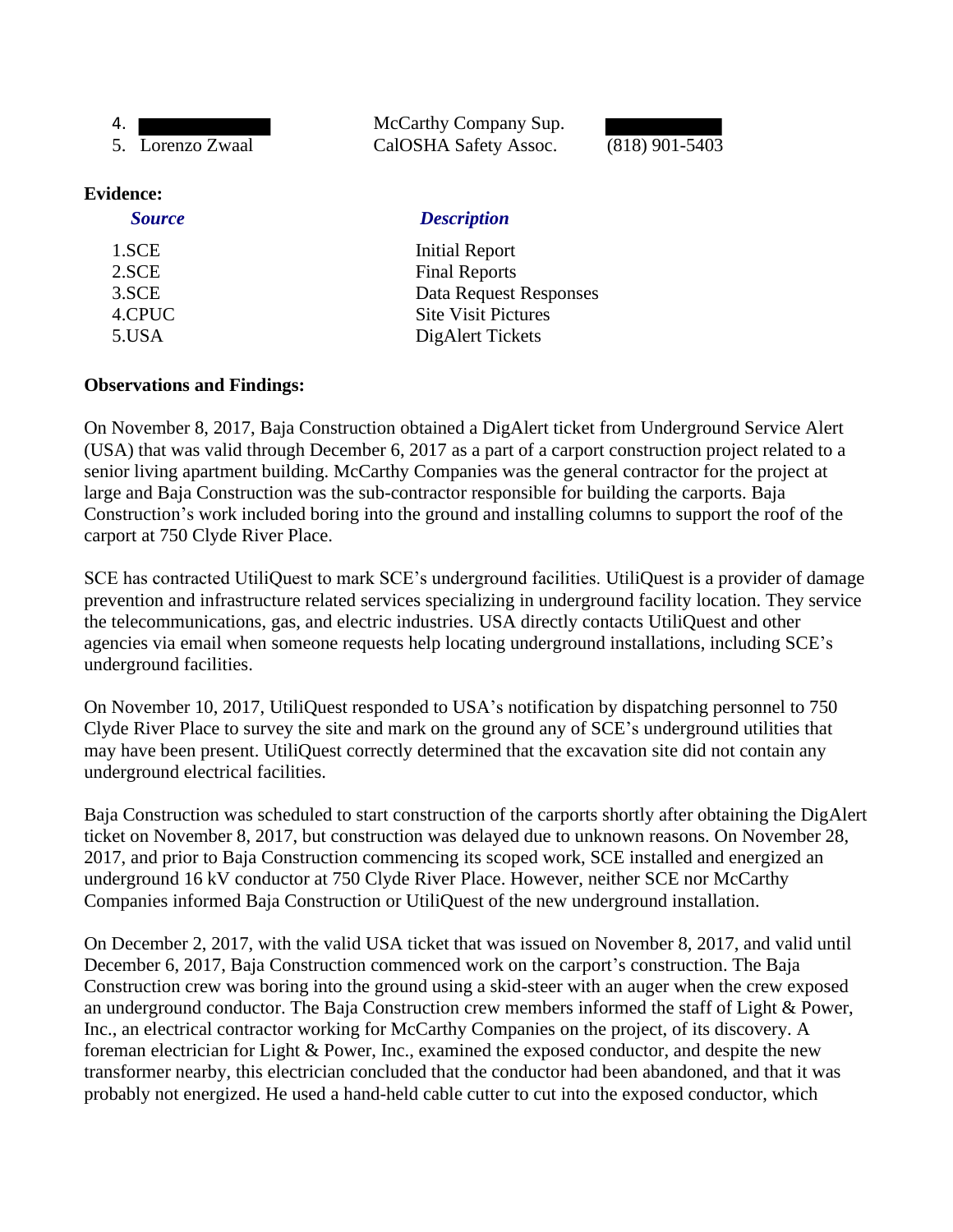| | | |
|---|---|---|
| 4. ████████ | McCarthy Company Sup. | ████████ |
| 5. Lorenzo Zwaal | CalOSHA Safety Assoc. | (818) 901-5403 |

**Evidence:**

| *Source* | *Description* |
|---|---|
| 1.SCE | Initial Report |
| 2.SCE | Final Reports |
| 3.SCE | Data Request Responses |
| 4.CPUC | Site Visit Pictures |
| 5.USA | DigAlert Tickets |

**Observations and Findings:**

On November 8, 2017, Baja Construction obtained a DigAlert ticket from Underground Service Alert (USA) that was valid through December 6, 2017 as a part of a carport construction project related to a senior living apartment building. McCarthy Companies was the general contractor for the project at large and Baja Construction was the sub-contractor responsible for building the carports. Baja Construction's work included boring into the ground and installing columns to support the roof of the carport at 750 Clyde River Place.

SCE has contracted UtiliQuest to mark SCE's underground facilities. UtiliQuest is a provider of damage prevention and infrastructure related services specializing in underground facility location. They service the telecommunications, gas, and electric industries. USA directly contacts UtiliQuest and other agencies via email when someone requests help locating underground installations, including SCE's underground facilities.

On November 10, 2017, UtiliQuest responded to USA's notification by dispatching personnel to 750 Clyde River Place to survey the site and mark on the ground any of SCE's underground utilities that may have been present. UtiliQuest correctly determined that the excavation site did not contain any underground electrical facilities.

Baja Construction was scheduled to start construction of the carports shortly after obtaining the DigAlert ticket on November 8, 2017, but construction was delayed due to unknown reasons. On November 28, 2017, and prior to Baja Construction commencing its scoped work, SCE installed and energized an underground 16 kV conductor at 750 Clyde River Place. However, neither SCE nor McCarthy Companies informed Baja Construction or UtiliQuest of the new underground installation.

On December 2, 2017, with the valid USA ticket that was issued on November 8, 2017, and valid until December 6, 2017, Baja Construction commenced work on the carport's construction. The Baja Construction crew was boring into the ground using a skid-steer with an auger when the crew exposed an underground conductor. The Baja Construction crew members informed the staff of Light & Power, Inc., an electrical contractor working for McCarthy Companies on the project, of its discovery. A foreman electrician for Light & Power, Inc., examined the exposed conductor, and despite the new transformer nearby, this electrician concluded that the conductor had been abandoned, and that it was probably not energized. He used a hand-held cable cutter to cut into the exposed conductor, which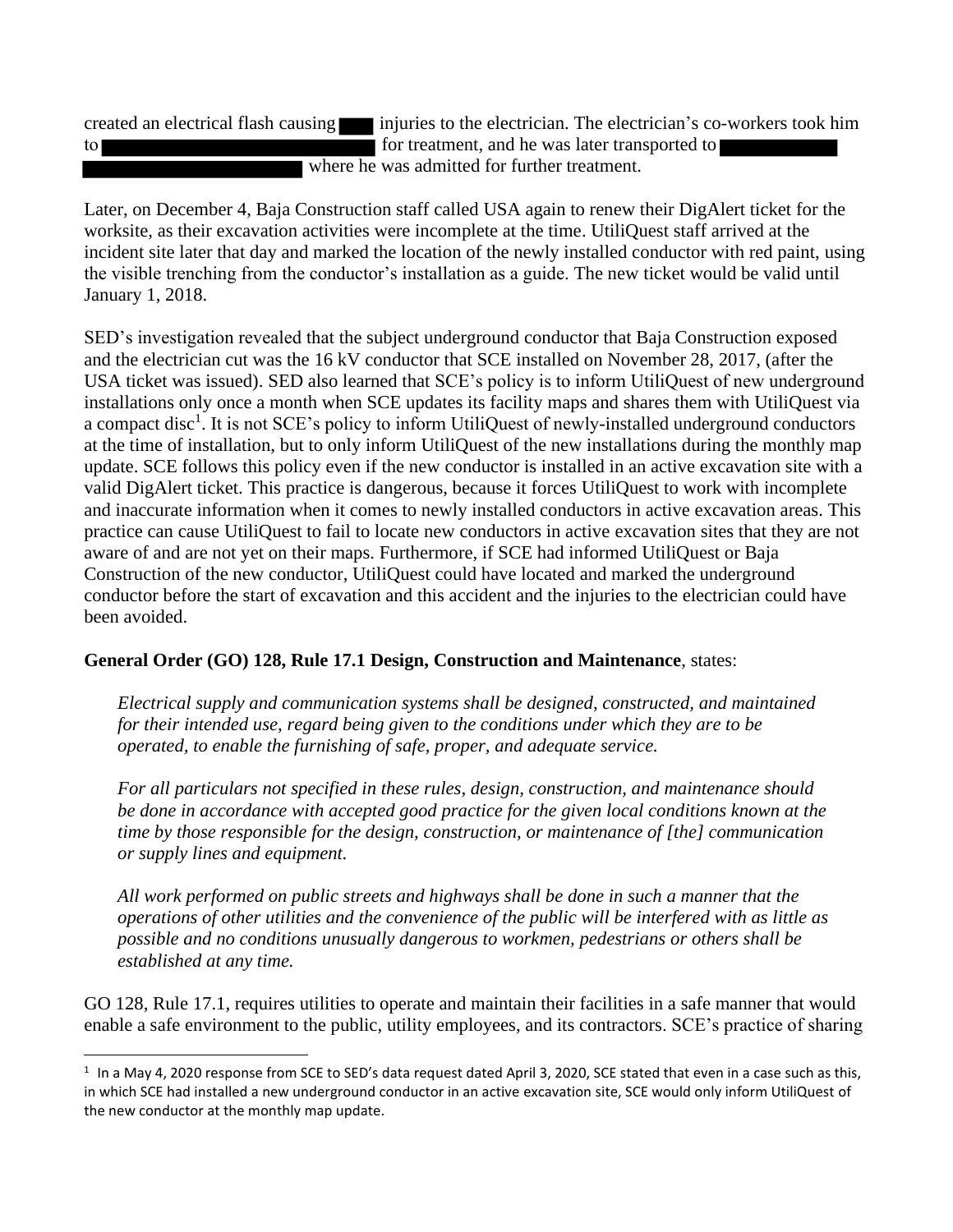created an electrical flash causing [REDACTED] injuries to the electrician. The electrician's co-workers took him to [REDACTED] for treatment, and he was later transported to [REDACTED] where he was admitted for further treatment.

Later, on December 4, Baja Construction staff called USA again to renew their DigAlert ticket for the worksite, as their excavation activities were incomplete at the time. UtiliQuest staff arrived at the incident site later that day and marked the location of the newly installed conductor with red paint, using the visible trenching from the conductor's installation as a guide. The new ticket would be valid until January 1, 2018.

SED's investigation revealed that the subject underground conductor that Baja Construction exposed and the electrician cut was the 16 kV conductor that SCE installed on November 28, 2017, (after the USA ticket was issued). SED also learned that SCE's policy is to inform UtiliQuest of new underground installations only once a month when SCE updates its facility maps and shares them with UtiliQuest via a compact disc[1]. It is not SCE's policy to inform UtiliQuest of newly-installed underground conductors at the time of installation, but to only inform UtiliQuest of the new installations during the monthly map update. SCE follows this policy even if the new conductor is installed in an active excavation site with a valid DigAlert ticket. This practice is dangerous, because it forces UtiliQuest to work with incomplete and inaccurate information when it comes to newly installed conductors in active excavation areas. This practice can cause UtiliQuest to fail to locate new conductors in active excavation sites that they are not aware of and are not yet on their maps. Furthermore, if SCE had informed UtiliQuest or Baja Construction of the new conductor, UtiliQuest could have located and marked the underground conductor before the start of excavation and this accident and the injuries to the electrician could have been avoided.

**General Order (GO) 128, Rule 17.1 Design, Construction and Maintenance**, states:

> *Electrical supply and communication systems shall be designed, constructed, and maintained for their intended use, regard being given to the conditions under which they are to be operated, to enable the furnishing of safe, proper, and adequate service.*
>
> *For all particulars not specified in these rules, design, construction, and maintenance should be done in accordance with accepted good practice for the given local conditions known at the time by those responsible for the design, construction, or maintenance of [the] communication or supply lines and equipment.*
>
> *All work performed on public streets and highways shall be done in such a manner that the operations of other utilities and the convenience of the public will be interfered with as little as possible and no conditions unusually dangerous to workmen, pedestrians or others shall be established at any time.*

GO 128, Rule 17.1, requires utilities to operate and maintain their facilities in a safe manner that would enable a safe environment to the public, utility employees, and its contractors. SCE's practice of sharing

---

[1] In a May 4, 2020 response from SCE to SED's data request dated April 3, 2020, SCE stated that even in a case such as this, in which SCE had installed a new underground conductor in an active excavation site, SCE would only inform UtiliQuest of the new conductor at the monthly map update.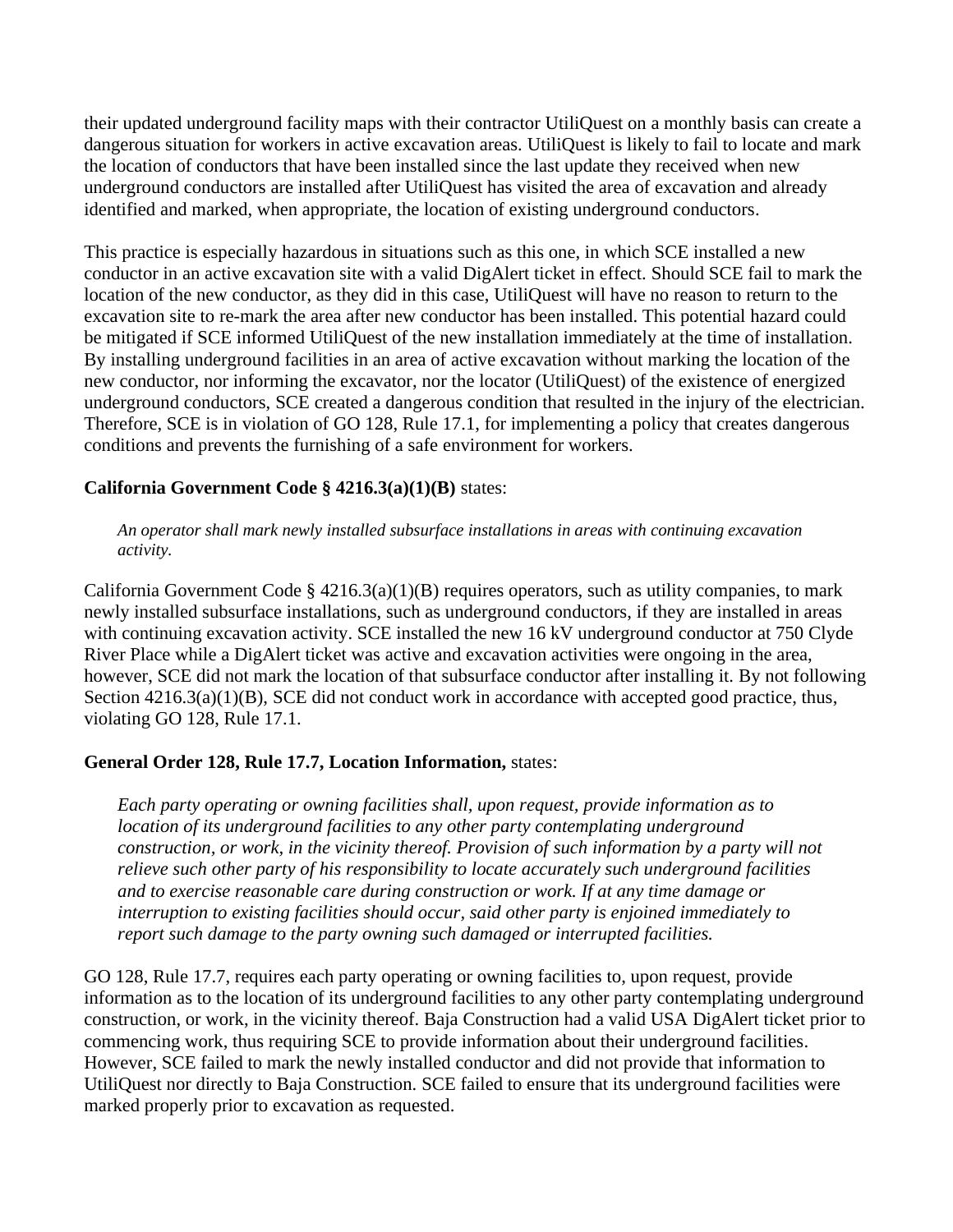their updated underground facility maps with their contractor UtiliQuest on a monthly basis can create a dangerous situation for workers in active excavation areas. UtiliQuest is likely to fail to locate and mark the location of conductors that have been installed since the last update they received when new underground conductors are installed after UtiliQuest has visited the area of excavation and already identified and marked, when appropriate, the location of existing underground conductors.

This practice is especially hazardous in situations such as this one, in which SCE installed a new conductor in an active excavation site with a valid DigAlert ticket in effect. Should SCE fail to mark the location of the new conductor, as they did in this case, UtiliQuest will have no reason to return to the excavation site to re-mark the area after new conductor has been installed. This potential hazard could be mitigated if SCE informed UtiliQuest of the new installation immediately at the time of installation. By installing underground facilities in an area of active excavation without marking the location of the new conductor, nor informing the excavator, nor the locator (UtiliQuest) of the existence of energized underground conductors, SCE created a dangerous condition that resulted in the injury of the electrician. Therefore, SCE is in violation of GO 128, Rule 17.1, for implementing a policy that creates dangerous conditions and prevents the furnishing of a safe environment for workers.

**California Government Code § 4216.3(a)(1)(B)** states:

> *An operator shall mark newly installed subsurface installations in areas with continuing excavation activity.*

California Government Code § 4216.3(a)(1)(B) requires operators, such as utility companies, to mark newly installed subsurface installations, such as underground conductors, if they are installed in areas with continuing excavation activity. SCE installed the new 16 kV underground conductor at 750 Clyde River Place while a DigAlert ticket was active and excavation activities were ongoing in the area, however, SCE did not mark the location of that subsurface conductor after installing it. By not following Section 4216.3(a)(1)(B), SCE did not conduct work in accordance with accepted good practice, thus, violating GO 128, Rule 17.1.

**General Order 128, Rule 17.7, Location Information,** states:

> *Each party operating or owning facilities shall, upon request, provide information as to location of its underground facilities to any other party contemplating underground construction, or work, in the vicinity thereof. Provision of such information by a party will not relieve such other party of his responsibility to locate accurately such underground facilities and to exercise reasonable care during construction or work. If at any time damage or interruption to existing facilities should occur, said other party is enjoined immediately to report such damage to the party owning such damaged or interrupted facilities.*

GO 128, Rule 17.7, requires each party operating or owning facilities to, upon request, provide information as to the location of its underground facilities to any other party contemplating underground construction, or work, in the vicinity thereof. Baja Construction had a valid USA DigAlert ticket prior to commencing work, thus requiring SCE to provide information about their underground facilities. However, SCE failed to mark the newly installed conductor and did not provide that information to UtiliQuest nor directly to Baja Construction. SCE failed to ensure that its underground facilities were marked properly prior to excavation as requested.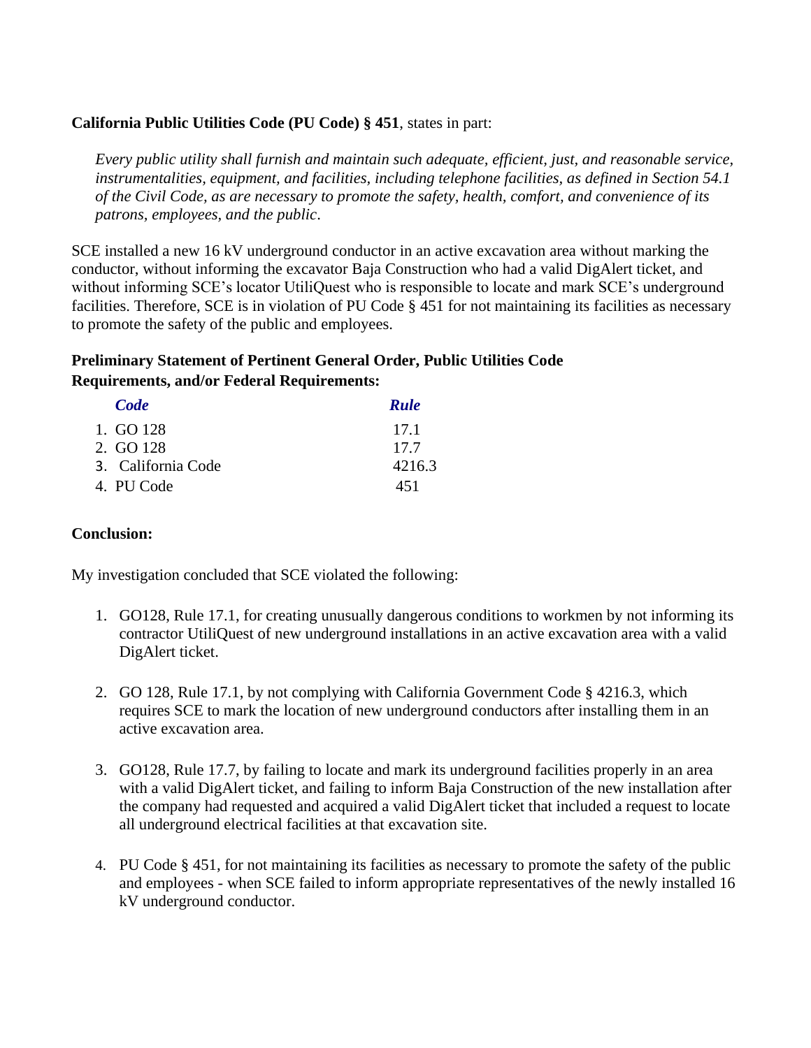**California Public Utilities Code (PU Code) § 451**, states in part:

> *Every public utility shall furnish and maintain such adequate, efficient, just, and reasonable service, instrumentalities, equipment, and facilities, including telephone facilities, as defined in Section 54.1 of the Civil Code, as are necessary to promote the safety, health, comfort, and convenience of its patrons, employees, and the public*.

SCE installed a new 16 kV underground conductor in an active excavation area without marking the conductor, without informing the excavator Baja Construction who had a valid DigAlert ticket, and without informing SCE's locator UtiliQuest who is responsible to locate and mark SCE's underground facilities. Therefore, SCE is in violation of PU Code § 451 for not maintaining its facilities as necessary to promote the safety of the public and employees.

**Preliminary Statement of Pertinent General Order, Public Utilities Code Requirements, and/or Federal Requirements:**

| *Code* | *Rule* |
|---|---|
| 1. GO 128 | 17.1 |
| 2. GO 128 | 17.7 |
| 3. California Code | 4216.3 |
| 4. PU Code | 451 |

**Conclusion:**

My investigation concluded that SCE violated the following:

1. GO128, Rule 17.1, for creating unusually dangerous conditions to workmen by not informing its contractor UtiliQuest of new underground installations in an active excavation area with a valid DigAlert ticket.

2. GO 128, Rule 17.1, by not complying with California Government Code § 4216.3, which requires SCE to mark the location of new underground conductors after installing them in an active excavation area.

3. GO128, Rule 17.7, by failing to locate and mark its underground facilities properly in an area with a valid DigAlert ticket, and failing to inform Baja Construction of the new installation after the company had requested and acquired a valid DigAlert ticket that included a request to locate all underground electrical facilities at that excavation site.

4. PU Code § 451, for not maintaining its facilities as necessary to promote the safety of the public and employees - when SCE failed to inform appropriate representatives of the newly installed 16 kV underground conductor.